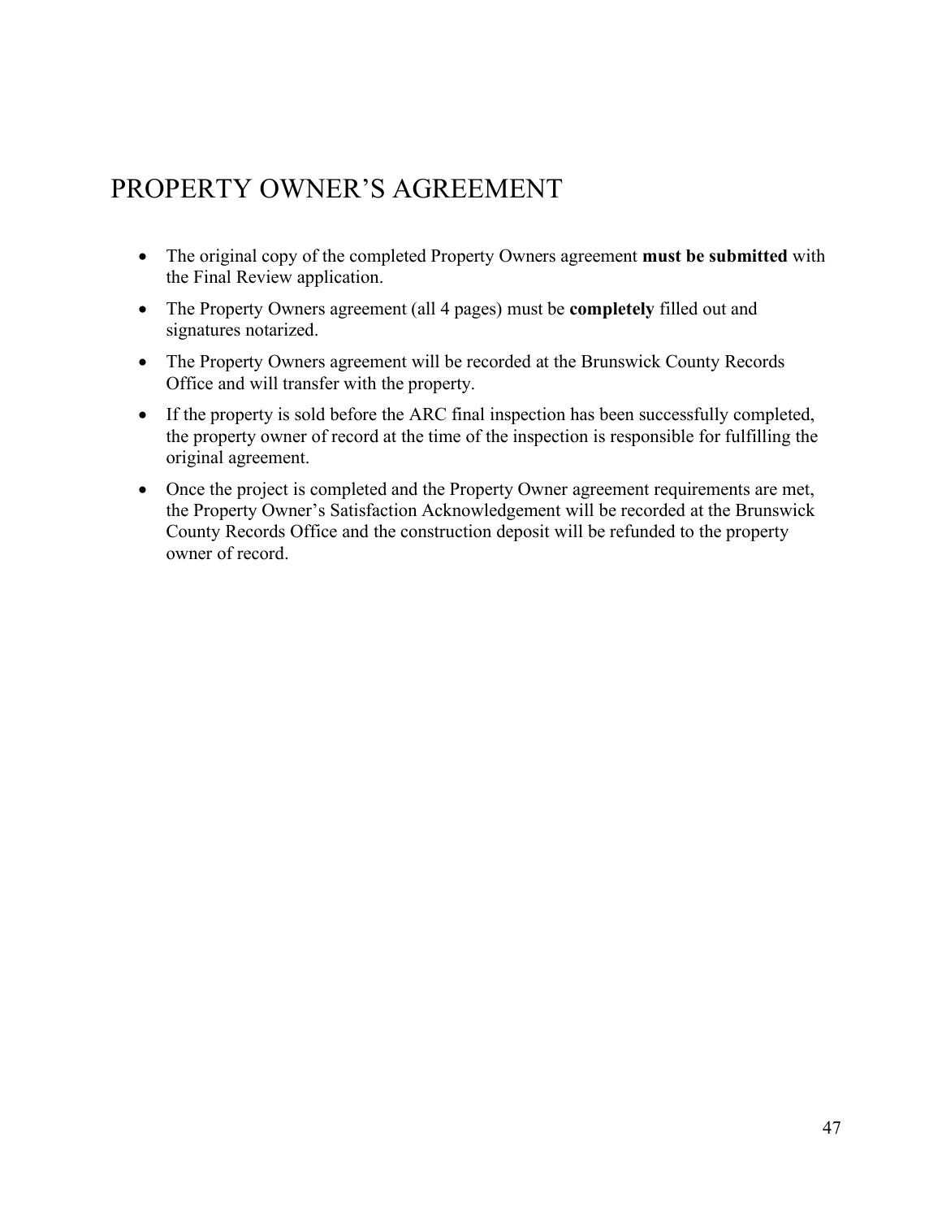# PROPERTY OWNER'S AGREEMENT

- The original copy of the completed Property Owners agreement **must be submitted** with the Final Review application.
- The Property Owners agreement (all 4 pages) must be **completely** filled out and signatures notarized.
- The Property Owners agreement will be recorded at the Brunswick County Records Office and will transfer with the property.
- If the property is sold before the ARC final inspection has been successfully completed, the property owner of record at the time of the inspection is responsible for fulfilling the original agreement.
- Once the project is completed and the Property Owner agreement requirements are met, the Property Owner's Satisfaction Acknowledgement will be recorded at the Brunswick County Records Office and the construction deposit will be refunded to the property owner of record.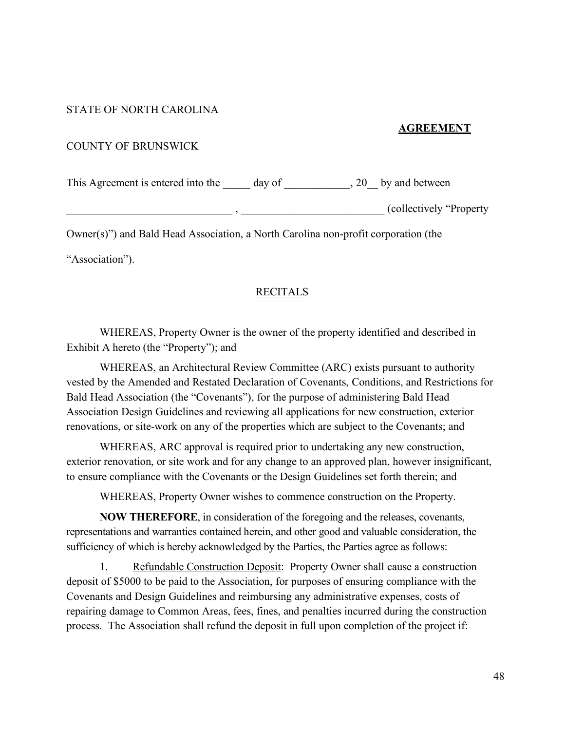STATE OF NORTH CAROLINA

**AGREEMENT**

COUNTY OF BRUNSWICK

This Agreement is entered into the _____ day of ____________, 20__ by and between

______________________________ , __________________________ (collectively "Property Owner(s)") and Bald Head Association, a North Carolina non-profit corporation (the "Association").

RECITALS

WHEREAS, Property Owner is the owner of the property identified and described in Exhibit A hereto (the "Property"); and

WHEREAS, an Architectural Review Committee (ARC) exists pursuant to authority vested by the Amended and Restated Declaration of Covenants, Conditions, and Restrictions for Bald Head Association (the "Covenants"), for the purpose of administering Bald Head Association Design Guidelines and reviewing all applications for new construction, exterior renovations, or site-work on any of the properties which are subject to the Covenants; and

WHEREAS, ARC approval is required prior to undertaking any new construction, exterior renovation, or site work and for any change to an approved plan, however insignificant, to ensure compliance with the Covenants or the Design Guidelines set forth therein; and

WHEREAS, Property Owner wishes to commence construction on the Property.

**NOW THEREFORE**, in consideration of the foregoing and the releases, covenants, representations and warranties contained herein, and other good and valuable consideration, the sufficiency of which is hereby acknowledged by the Parties, the Parties agree as follows:

1. Refundable Construction Deposit: Property Owner shall cause a construction deposit of $5000 to be paid to the Association, for purposes of ensuring compliance with the Covenants and Design Guidelines and reimbursing any administrative expenses, costs of repairing damage to Common Areas, fees, fines, and penalties incurred during the construction process. The Association shall refund the deposit in full upon completion of the project if: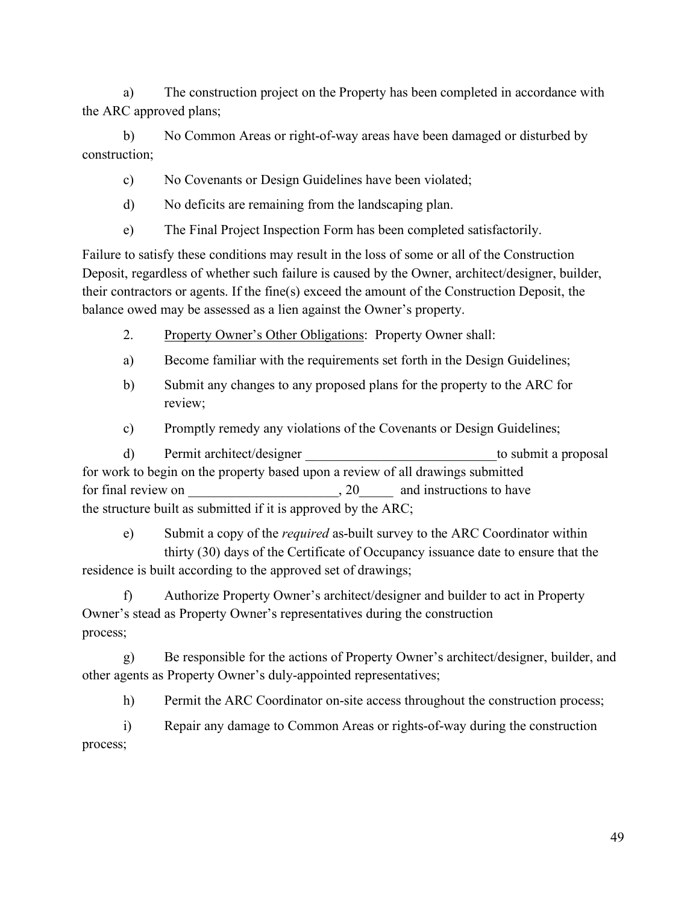a) The construction project on the Property has been completed in accordance with the ARC approved plans;

b) No Common Areas or right-of-way areas have been damaged or disturbed by construction;

c) No Covenants or Design Guidelines have been violated;

d) No deficits are remaining from the landscaping plan.

e) The Final Project Inspection Form has been completed satisfactorily.

Failure to satisfy these conditions may result in the loss of some or all of the Construction Deposit, regardless of whether such failure is caused by the Owner, architect/designer, builder, their contractors or agents. If the fine(s) exceed the amount of the Construction Deposit, the balance owed may be assessed as a lien against the Owner's property.

2. <u>Property Owner's Other Obligations</u>: Property Owner shall:

a) Become familiar with the requirements set forth in the Design Guidelines;

b) Submit any changes to any proposed plans for the property to the ARC for review;

c) Promptly remedy any violations of the Covenants or Design Guidelines;

d) Permit architect/designer ____________________________to submit a proposal for work to begin on the property based upon a review of all drawings submitted for final review on ______________________, 20_____ and instructions to have the structure built as submitted if it is approved by the ARC;

e) Submit a copy of the *required* as-built survey to the ARC Coordinator within thirty (30) days of the Certificate of Occupancy issuance date to ensure that the residence is built according to the approved set of drawings;

f) Authorize Property Owner's architect/designer and builder to act in Property Owner's stead as Property Owner's representatives during the construction process;

g) Be responsible for the actions of Property Owner's architect/designer, builder, and other agents as Property Owner's duly-appointed representatives;

h) Permit the ARC Coordinator on-site access throughout the construction process;

i) Repair any damage to Common Areas or rights-of-way during the construction process;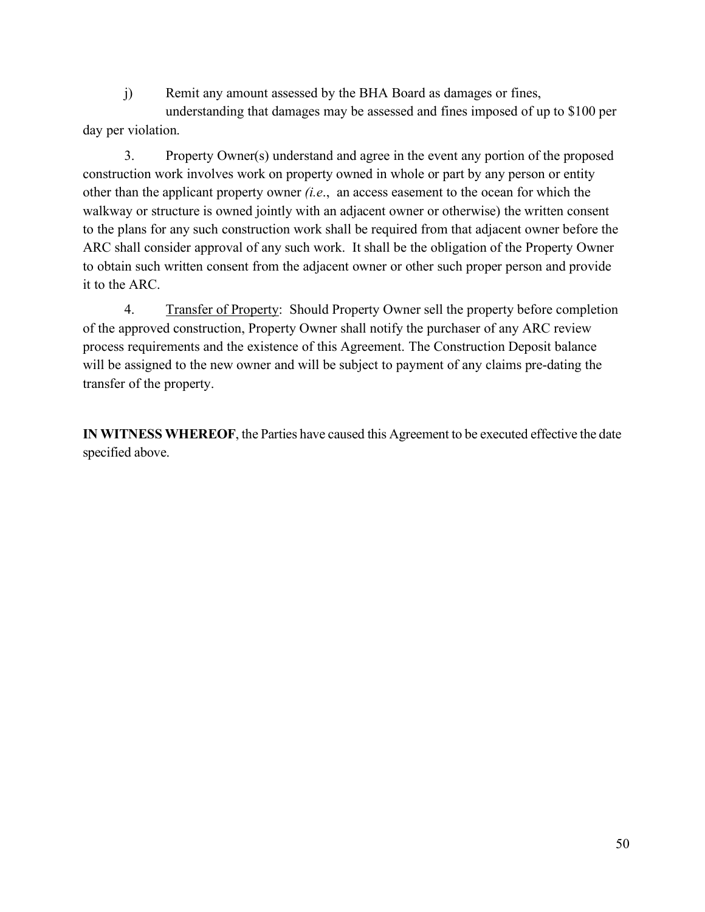j) Remit any amount assessed by the BHA Board as damages or fines, understanding that damages may be assessed and fines imposed of up to $100 per day per violation.

3. Property Owner(s) understand and agree in the event any portion of the proposed construction work involves work on property owned in whole or part by any person or entity other than the applicant property owner *(i.e.*, an access easement to the ocean for which the walkway or structure is owned jointly with an adjacent owner or otherwise) the written consent to the plans for any such construction work shall be required from that adjacent owner before the ARC shall consider approval of any such work. It shall be the obligation of the Property Owner to obtain such written consent from the adjacent owner or other such proper person and provide it to the ARC.

4. <u>Transfer of Property</u>: Should Property Owner sell the property before completion of the approved construction, Property Owner shall notify the purchaser of any ARC review process requirements and the existence of this Agreement. The Construction Deposit balance will be assigned to the new owner and will be subject to payment of any claims pre-dating the transfer of the property.

**IN WITNESS WHEREOF**, the Parties have caused this Agreement to be executed effective the date specified above.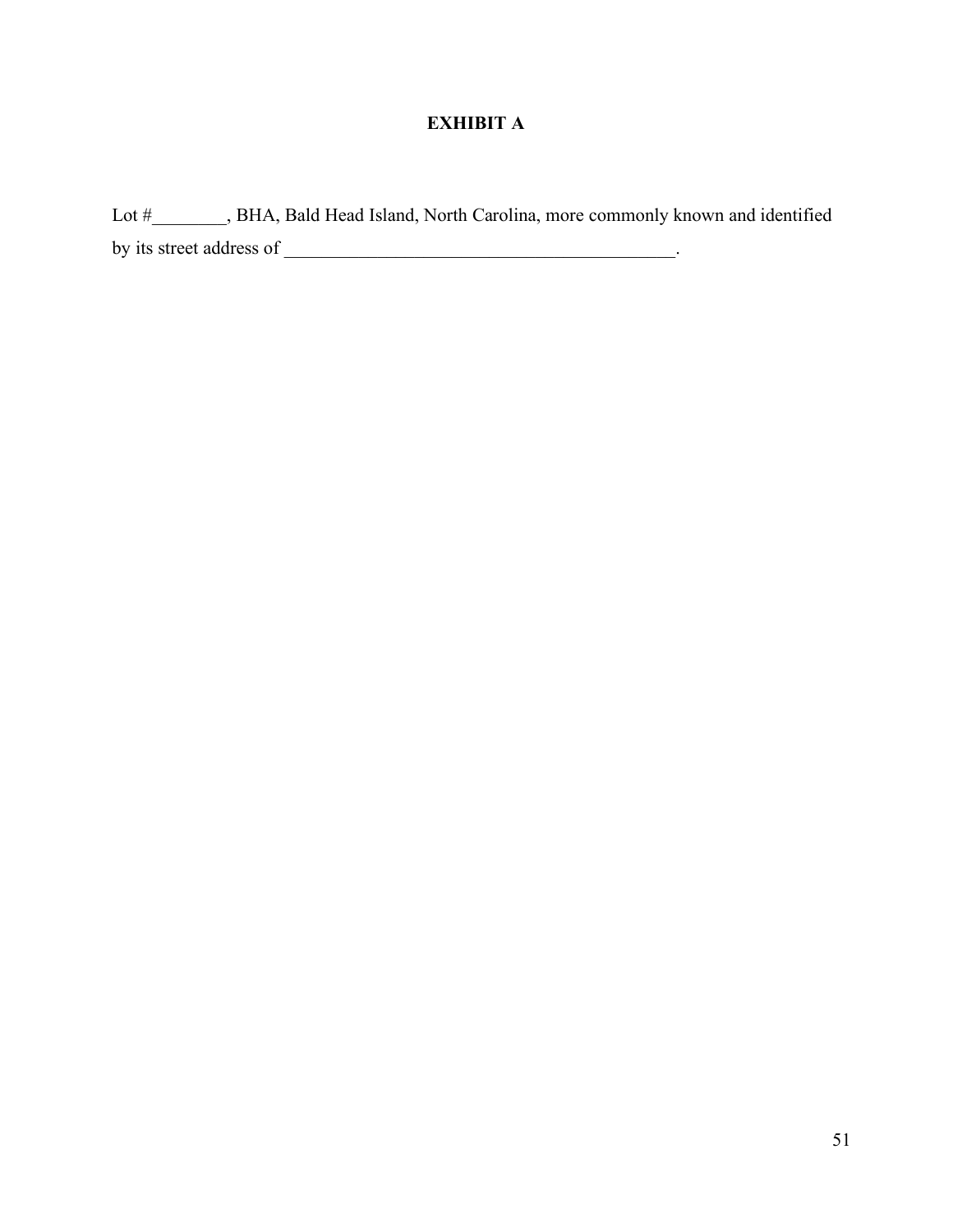# EXHIBIT A

Lot #________, BHA, Bald Head Island, North Carolina, more commonly known and identified by its street address of ___________________________________________.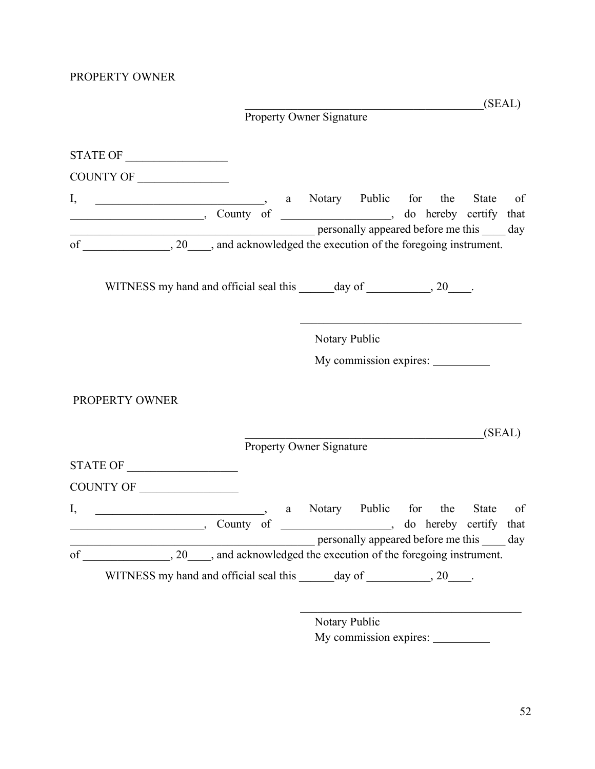PROPERTY OWNER

\_\_\_\_\_\_\_\_\_\_\_\_\_\_\_\_\_\_\_\_\_\_\_\_\_\_\_\_\_\_\_\_\_\_\_\_\_\_\_\_\_\_(SEAL)
Property Owner Signature

STATE OF \_\_\_\_\_\_\_\_\_\_\_\_\_\_\_\_\_

COUNTY OF \_\_\_\_\_\_\_\_\_\_\_\_\_\_\_\_

I, \_\_\_\_\_\_\_\_\_\_\_\_\_\_\_\_\_\_\_\_\_\_\_\_\_\_\_\_\_\_, a Notary Public for the State of \_\_\_\_\_\_\_\_\_\_\_\_\_\_\_\_\_\_\_\_\_\_\_, County of \_\_\_\_\_\_\_\_\_\_\_\_\_\_\_\_\_\_\_, do hereby certify that \_\_\_\_\_\_\_\_\_\_\_\_\_\_\_\_\_\_\_\_\_\_\_\_\_\_\_\_\_\_\_\_\_\_\_\_\_\_\_\_\_\_\_ personally appeared before me this \_\_\_\_ day of \_\_\_\_\_\_\_\_\_\_\_\_\_\_\_, 20\_\_\_\_, and acknowledged the execution of the foregoing instrument.

WITNESS my hand and official seal this \_\_\_\_\_\_day of \_\_\_\_\_\_\_\_\_\_\_, 20\_\_\_\_.

\_\_\_\_\_\_\_\_\_\_\_\_\_\_\_\_\_\_\_\_\_\_\_\_\_\_\_\_\_\_\_\_\_\_\_\_\_\_\_

Notary Public

My commission expires: \_\_\_\_\_\_\_\_\_\_

PROPERTY OWNER

\_\_\_\_\_\_\_\_\_\_\_\_\_\_\_\_\_\_\_\_\_\_\_\_\_\_\_\_\_\_\_\_\_\_\_\_\_\_\_\_\_\_(SEAL)
Property Owner Signature

STATE OF \_\_\_\_\_\_\_\_\_\_\_\_\_\_\_\_\_\_\_

COUNTY OF \_\_\_\_\_\_\_\_\_\_\_\_\_\_\_\_\_

I, \_\_\_\_\_\_\_\_\_\_\_\_\_\_\_\_\_\_\_\_\_\_\_\_\_\_\_\_\_\_, a Notary Public for the State of \_\_\_\_\_\_\_\_\_\_\_\_\_\_\_\_\_\_\_\_\_\_\_, County of \_\_\_\_\_\_\_\_\_\_\_\_\_\_\_\_\_\_\_, do hereby certify that \_\_\_\_\_\_\_\_\_\_\_\_\_\_\_\_\_\_\_\_\_\_\_\_\_\_\_\_\_\_\_\_\_\_\_\_\_\_\_\_\_\_\_ personally appeared before me this \_\_\_\_ day of \_\_\_\_\_\_\_\_\_\_\_\_\_\_\_, 20\_\_\_\_, and acknowledged the execution of the foregoing instrument.

WITNESS my hand and official seal this \_\_\_\_\_\_day of \_\_\_\_\_\_\_\_\_\_\_, 20\_\_\_\_.

\_\_\_\_\_\_\_\_\_\_\_\_\_\_\_\_\_\_\_\_\_\_\_\_\_\_\_\_\_\_\_\_\_\_\_\_\_\_\_

Notary Public

My commission expires: \_\_\_\_\_\_\_\_\_\_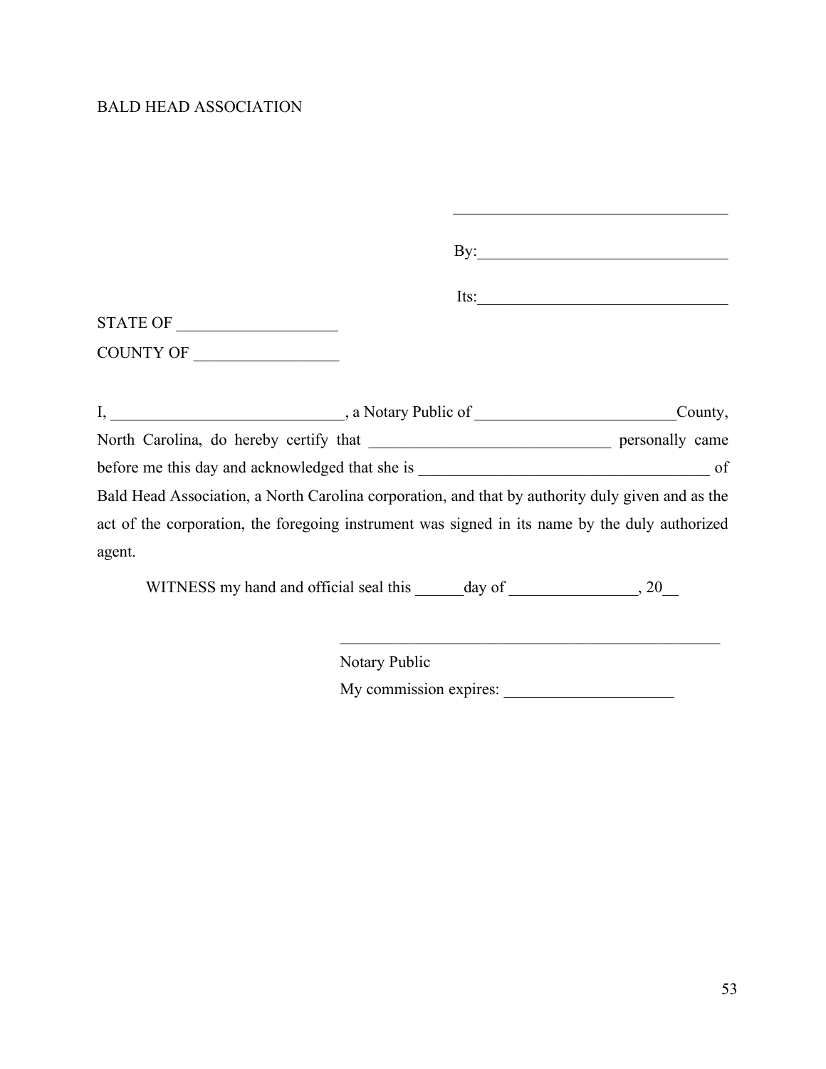BALD HEAD ASSOCIATION

\_\_\_\_\_\_\_\_\_\_\_\_\_\_\_\_\_\_\_\_\_\_\_\_\_\_\_\_\_\_\_\_\_\_

By:\_\_\_\_\_\_\_\_\_\_\_\_\_\_\_\_\_\_\_\_\_\_\_\_\_\_\_\_\_\_\_

Its:\_\_\_\_\_\_\_\_\_\_\_\_\_\_\_\_\_\_\_\_\_\_\_\_\_\_\_\_\_\_\_

STATE OF \_\_\_\_\_\_\_\_\_\_\_\_\_\_\_\_\_\_\_\_

COUNTY OF \_\_\_\_\_\_\_\_\_\_\_\_\_\_\_\_\_\_

I, \_\_\_\_\_\_\_\_\_\_\_\_\_\_\_\_\_\_\_\_\_\_\_\_\_\_\_\_\_, a Notary Public of \_\_\_\_\_\_\_\_\_\_\_\_\_\_\_\_\_\_\_\_\_\_\_\_\_County, North Carolina, do hereby certify that \_\_\_\_\_\_\_\_\_\_\_\_\_\_\_\_\_\_\_\_\_\_\_\_\_\_\_\_\_\_ personally came before me this day and acknowledged that she is \_\_\_\_\_\_\_\_\_\_\_\_\_\_\_\_\_\_\_\_\_\_\_\_\_\_\_\_\_\_\_\_\_\_\_\_\_ of Bald Head Association, a North Carolina corporation, and that by authority duly given and as the act of the corporation, the foregoing instrument was signed in its name by the duly authorized agent.

WITNESS my hand and official seal this \_\_\_\_\_\_day of \_\_\_\_\_\_\_\_\_\_\_\_\_\_\_\_, 20\_\_

\_\_\_\_\_\_\_\_\_\_\_\_\_\_\_\_\_\_\_\_\_\_\_\_\_\_\_\_\_\_\_\_\_\_\_\_\_\_\_\_\_\_\_\_\_\_\_

Notary Public

My commission expires: \_\_\_\_\_\_\_\_\_\_\_\_\_\_\_\_\_\_\_\_\_